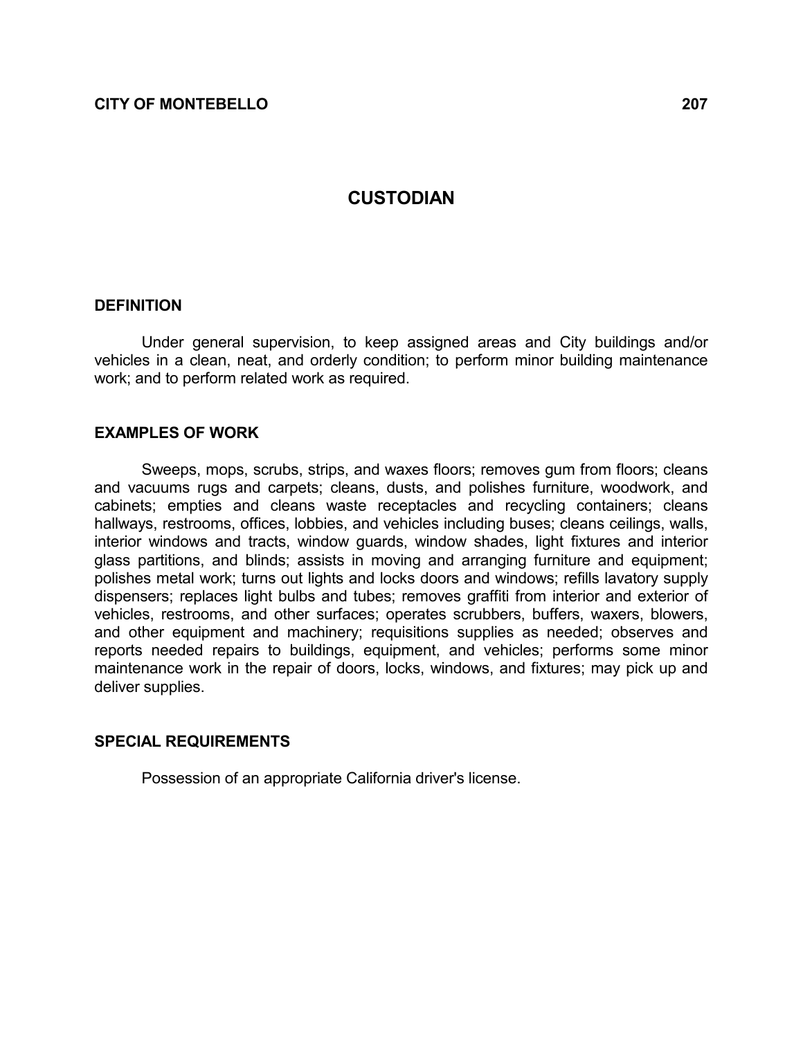# CUSTODIAN

## DEFINITION

Under general supervision, to keep assigned areas and City buildings and/or vehicles in a clean, neat, and orderly condition; to perform minor building maintenance work; and to perform related work as required.

## EXAMPLES OF WORK

Sweeps, mops, scrubs, strips, and waxes floors; removes gum from floors; cleans and vacuums rugs and carpets; cleans, dusts, and polishes furniture, woodwork, and cabinets; empties and cleans waste receptacles and recycling containers; cleans hallways, restrooms, offices, lobbies, and vehicles including buses; cleans ceilings, walls, interior windows and tracts, window guards, window shades, light fixtures and interior glass partitions, and blinds; assists in moving and arranging furniture and equipment; polishes metal work; turns out lights and locks doors and windows; refills lavatory supply dispensers; replaces light bulbs and tubes; removes graffiti from interior and exterior of vehicles, restrooms, and other surfaces; operates scrubbers, buffers, waxers, blowers, and other equipment and machinery; requisitions supplies as needed; observes and reports needed repairs to buildings, equipment, and vehicles; performs some minor maintenance work in the repair of doors, locks, windows, and fixtures; may pick up and deliver supplies.

## SPECIAL REQUIREMENTS

Possession of an appropriate California driver's license.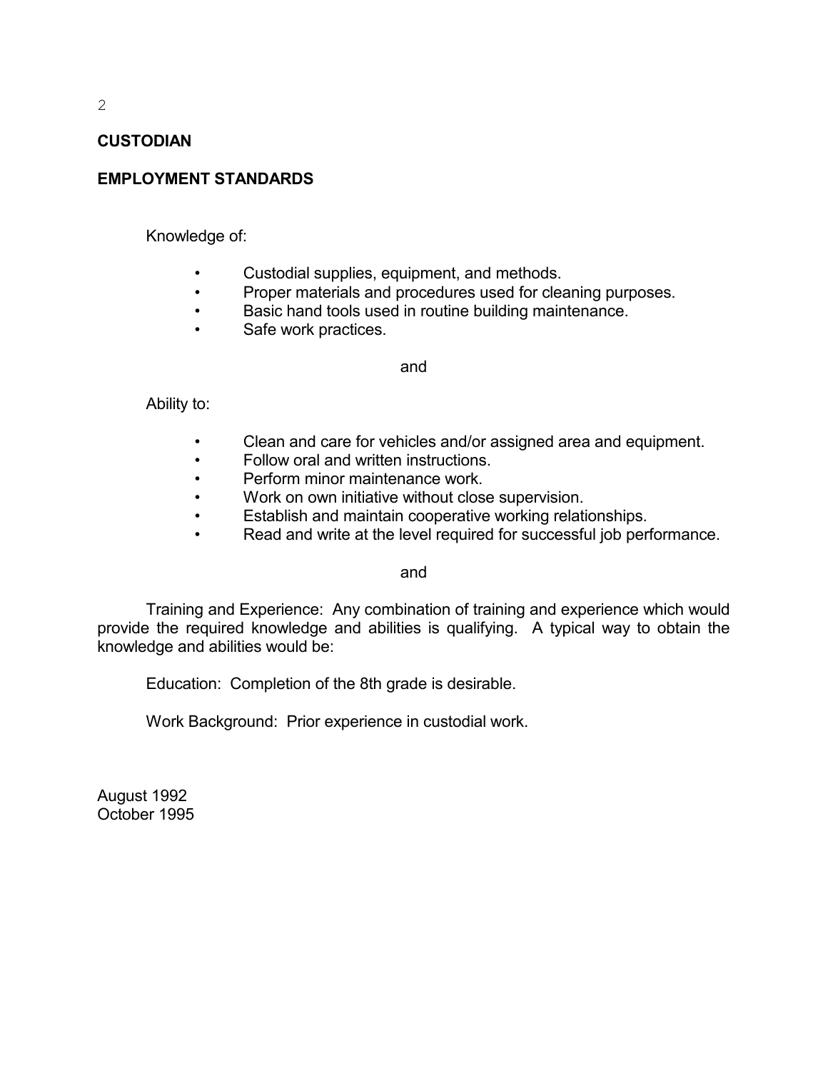**CUSTODIAN**

**EMPLOYMENT STANDARDS**

Knowledge of:

- Custodial supplies, equipment, and methods.
- Proper materials and procedures used for cleaning purposes.
- Basic hand tools used in routine building maintenance.
- Safe work practices.

and

Ability to:

- Clean and care for vehicles and/or assigned area and equipment.
- Follow oral and written instructions.
- Perform minor maintenance work.
- Work on own initiative without close supervision.
- Establish and maintain cooperative working relationships.
- Read and write at the level required for successful job performance.

and

Training and Experience: Any combination of training and experience which would provide the required knowledge and abilities is qualifying. A typical way to obtain the knowledge and abilities would be:

Education: Completion of the 8th grade is desirable.

Work Background: Prior experience in custodial work.

August 1992
October 1995